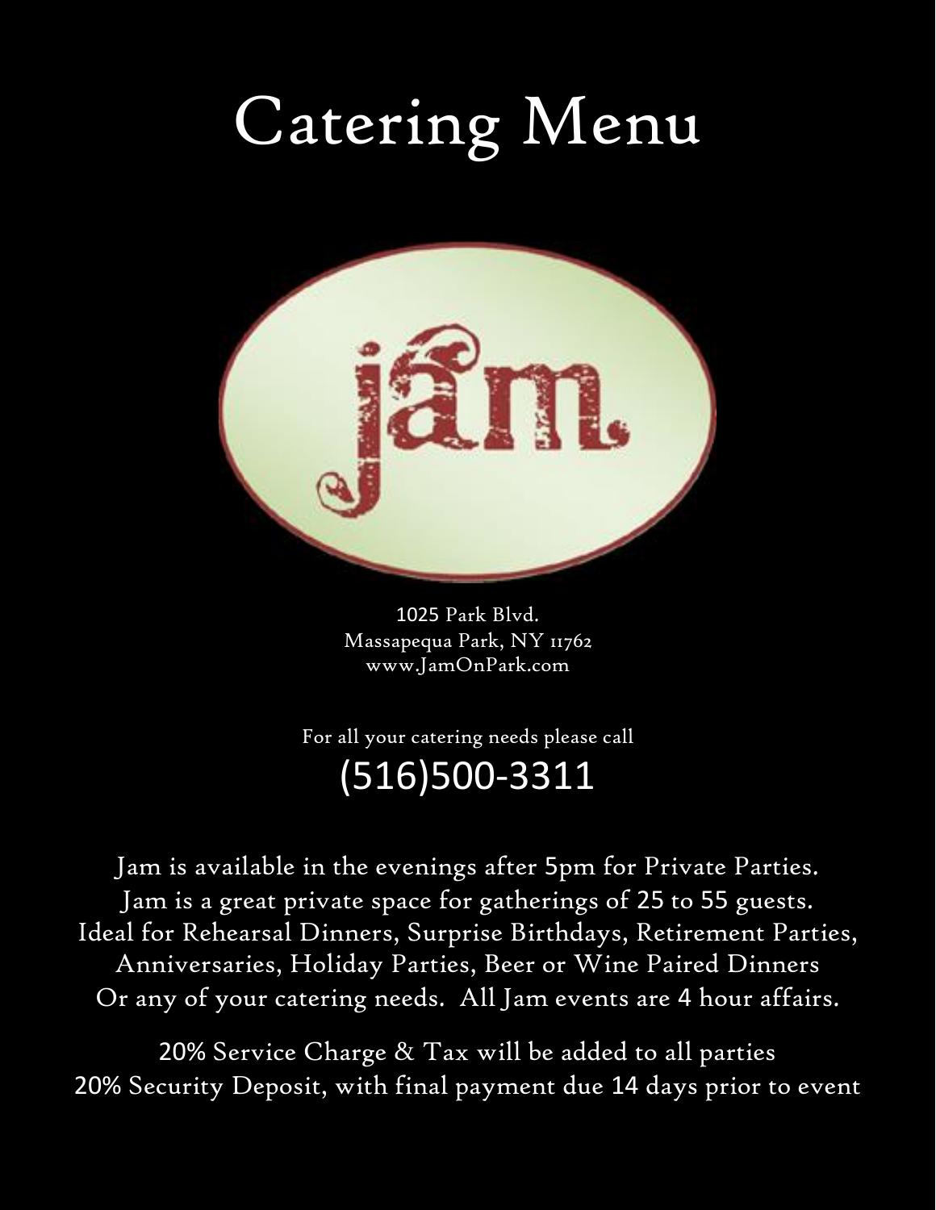# Catering Menu

jam.

1025 Park Blvd.
Massapequa Park, NY 11762
www.JamOnPark.com

For all your catering needs please call

## (516)500-3311

Jam is available in the evenings after 5pm for Private Parties.
Jam is a great private space for gatherings of 25 to 55 guests.
Ideal for Rehearsal Dinners, Surprise Birthdays, Retirement Parties, Anniversaries, Holiday Parties, Beer or Wine Paired Dinners
Or any of your catering needs. All Jam events are 4 hour affairs.

20% Service Charge & Tax will be added to all parties
20% Security Deposit, with final payment due 14 days prior to event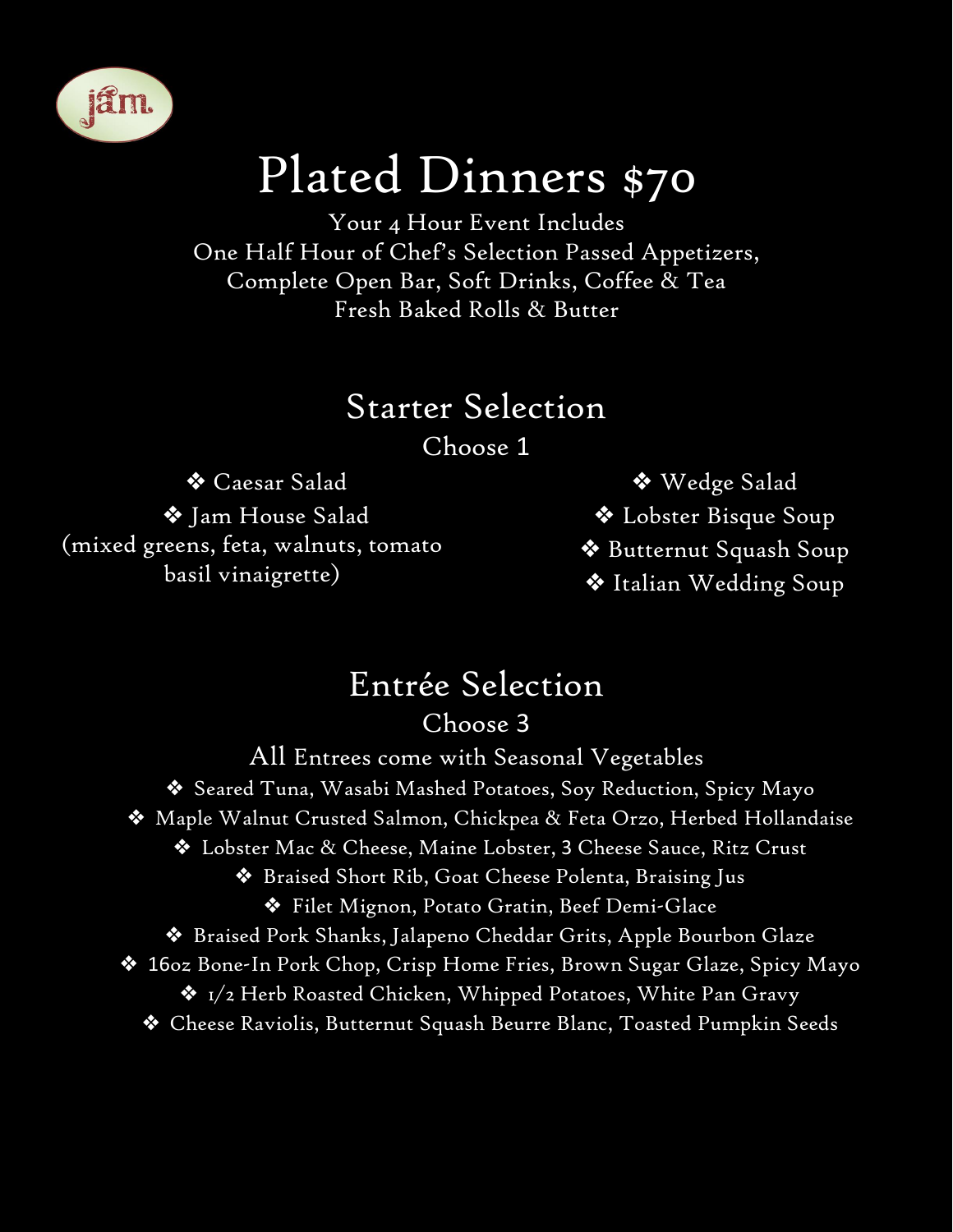jam

# Plated Dinners $70

Your 4 Hour Event Includes
One Half Hour of Chef's Selection Passed Appetizers,
Complete Open Bar, Soft Drinks, Coffee & Tea
Fresh Baked Rolls & Butter

## Starter Selection

Choose 1

- Caesar Salad
- Jam House Salad (mixed greens, feta, walnuts, tomato basil vinaigrette)
- Wedge Salad
- Lobster Bisque Soup
- Butternut Squash Soup
- Italian Wedding Soup

## Entrée Selection

Choose 3

All Entrees come with Seasonal Vegetables

- Seared Tuna, Wasabi Mashed Potatoes, Soy Reduction, Spicy Mayo
- Maple Walnut Crusted Salmon, Chickpea & Feta Orzo, Herbed Hollandaise
- Lobster Mac & Cheese, Maine Lobster, 3 Cheese Sauce, Ritz Crust
- Braised Short Rib, Goat Cheese Polenta, Braising Jus
- Filet Mignon, Potato Gratin, Beef Demi-Glace
- Braised Pork Shanks, Jalapeno Cheddar Grits, Apple Bourbon Glaze
- 16oz Bone-In Pork Chop, Crisp Home Fries, Brown Sugar Glaze, Spicy Mayo
- 1/2 Herb Roasted Chicken, Whipped Potatoes, White Pan Gravy
- Cheese Raviolis, Butternut Squash Beurre Blanc, Toasted Pumpkin Seeds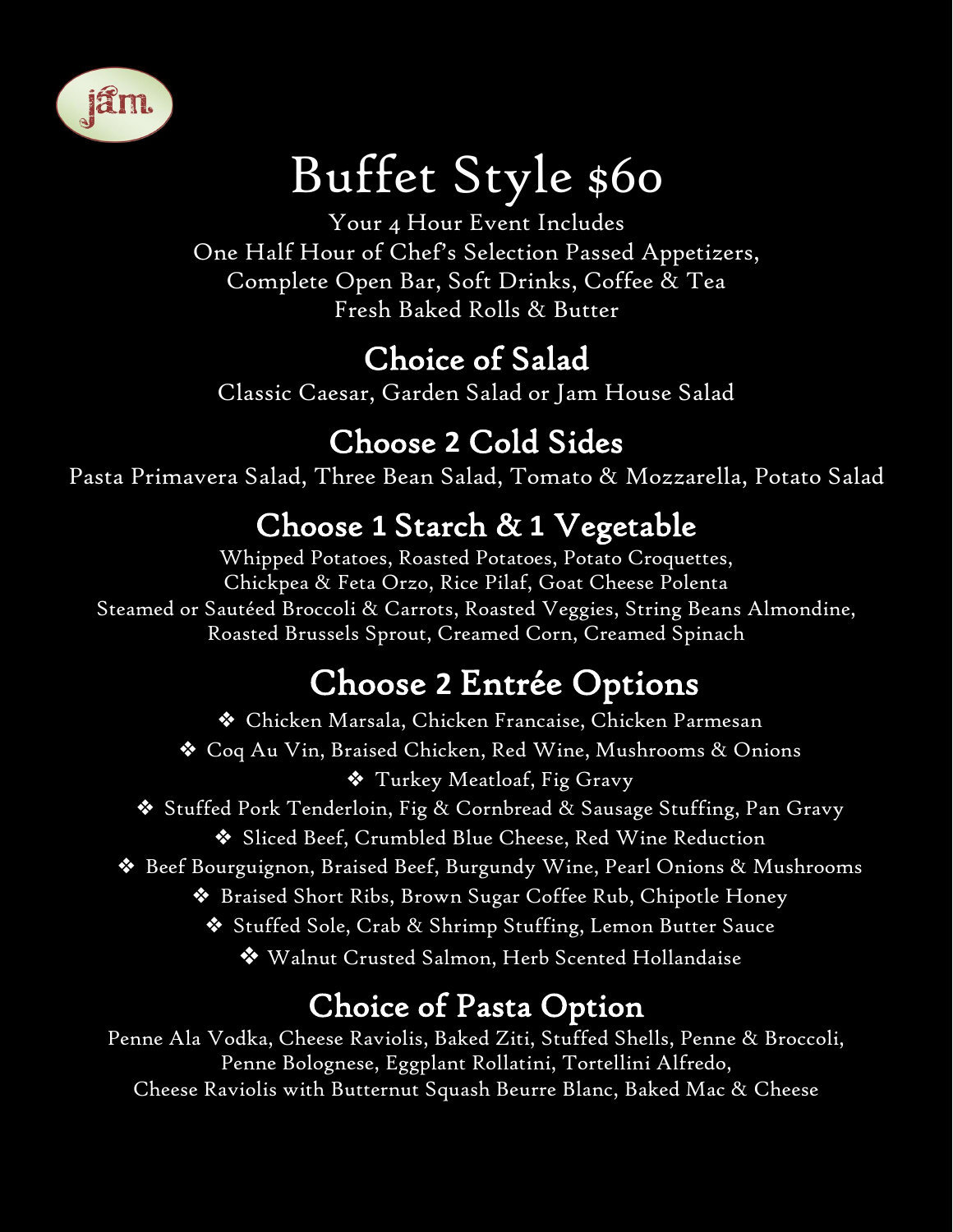jam

# Buffet Style $60

Your 4 Hour Event Includes
One Half Hour of Chef's Selection Passed Appetizers,
Complete Open Bar, Soft Drinks, Coffee & Tea
Fresh Baked Rolls & Butter

## Choice of Salad

Classic Caesar, Garden Salad or Jam House Salad

## Choose 2 Cold Sides

Pasta Primavera Salad, Three Bean Salad, Tomato & Mozzarella, Potato Salad

## Choose 1 Starch & 1 Vegetable

Whipped Potatoes, Roasted Potatoes, Potato Croquettes,
Chickpea & Feta Orzo, Rice Pilaf, Goat Cheese Polenta
Steamed or Sautéed Broccoli & Carrots, Roasted Veggies, String Beans Almondine,
Roasted Brussels Sprout, Creamed Corn, Creamed Spinach

## Choose 2 Entrée Options

- Chicken Marsala, Chicken Francaise, Chicken Parmesan
- Coq Au Vin, Braised Chicken, Red Wine, Mushrooms & Onions
- Turkey Meatloaf, Fig Gravy
- Stuffed Pork Tenderloin, Fig & Cornbread & Sausage Stuffing, Pan Gravy
- Sliced Beef, Crumbled Blue Cheese, Red Wine Reduction
- Beef Bourguignon, Braised Beef, Burgundy Wine, Pearl Onions & Mushrooms
- Braised Short Ribs, Brown Sugar Coffee Rub, Chipotle Honey
- Stuffed Sole, Crab & Shrimp Stuffing, Lemon Butter Sauce
- Walnut Crusted Salmon, Herb Scented Hollandaise

## Choice of Pasta Option

Penne Ala Vodka, Cheese Raviolis, Baked Ziti, Stuffed Shells, Penne & Broccoli,
Penne Bolognese, Eggplant Rollatini, Tortellini Alfredo,
Cheese Raviolis with Butternut Squash Beurre Blanc, Baked Mac & Cheese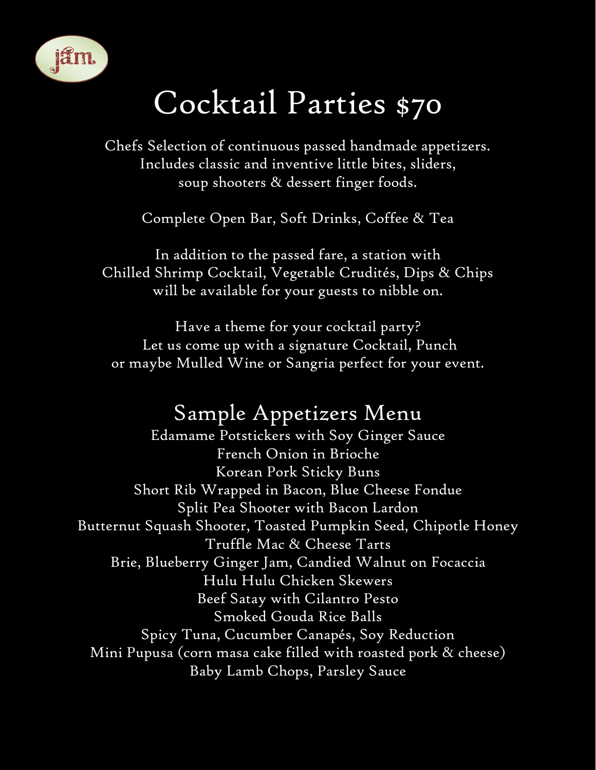# Cocktail Parties $70

Chefs Selection of continuous passed handmade appetizers.
Includes classic and inventive little bites, sliders,
soup shooters & dessert finger foods.

Complete Open Bar, Soft Drinks, Coffee & Tea

In addition to the passed fare, a station with
Chilled Shrimp Cocktail, Vegetable Crudités, Dips & Chips
will be available for your guests to nibble on.

Have a theme for your cocktail party?
Let us come up with a signature Cocktail, Punch
or maybe Mulled Wine or Sangria perfect for your event.

## Sample Appetizers Menu

Edamame Potstickers with Soy Ginger Sauce
French Onion in Brioche
Korean Pork Sticky Buns
Short Rib Wrapped in Bacon, Blue Cheese Fondue
Split Pea Shooter with Bacon Lardon
Butternut Squash Shooter, Toasted Pumpkin Seed, Chipotle Honey
Truffle Mac & Cheese Tarts
Brie, Blueberry Ginger Jam, Candied Walnut on Focaccia
Hulu Hulu Chicken Skewers
Beef Satay with Cilantro Pesto
Smoked Gouda Rice Balls
Spicy Tuna, Cucumber Canapés, Soy Reduction
Mini Pupusa (corn masa cake filled with roasted pork & cheese)
Baby Lamb Chops, Parsley Sauce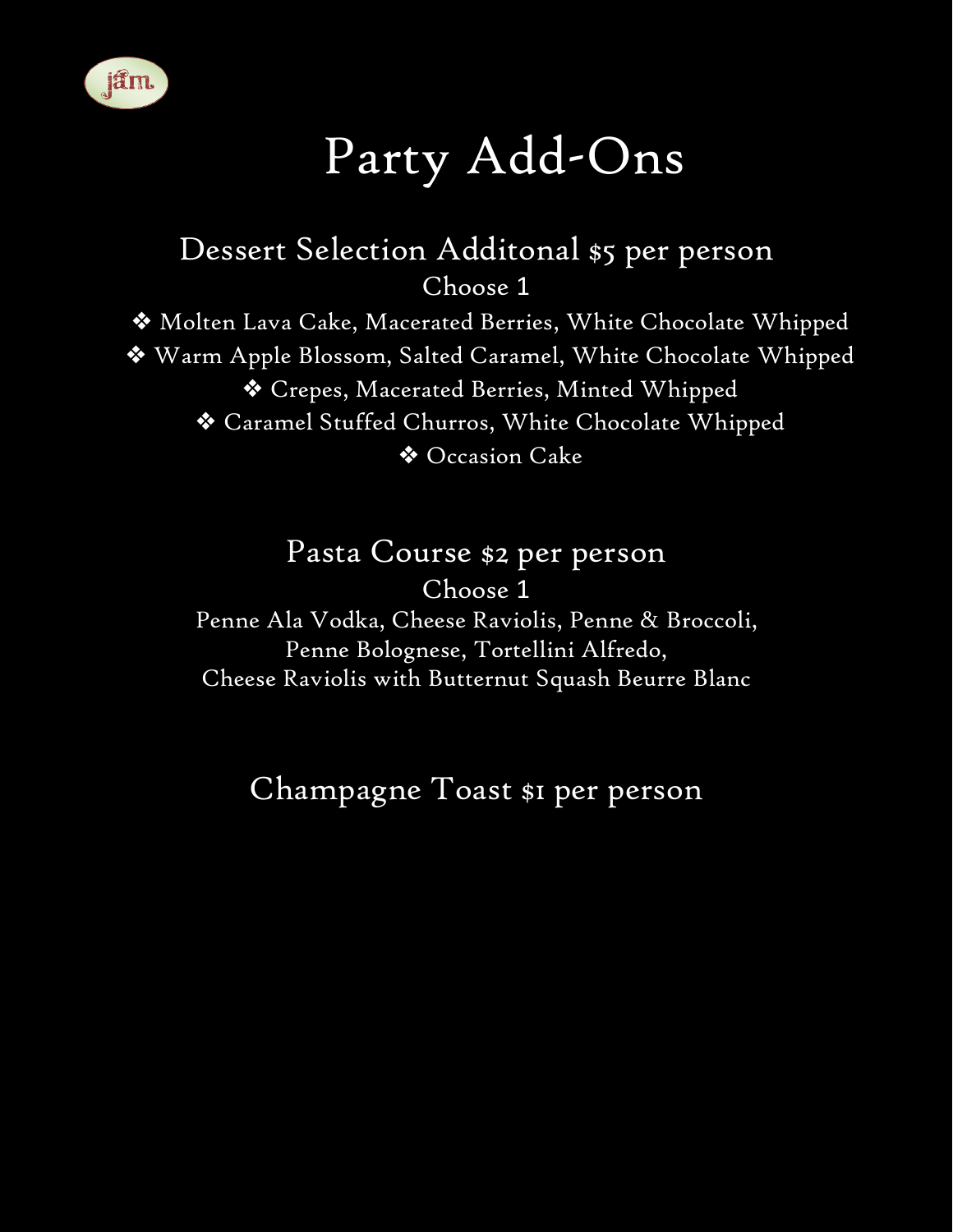# Party Add-Ons

## Dessert Selection Additonal $5 per person

Choose 1

- ❖ Molten Lava Cake, Macerated Berries, White Chocolate Whipped
- ❖ Warm Apple Blossom, Salted Caramel, White Chocolate Whipped
- ❖ Crepes, Macerated Berries, Minted Whipped
- ❖ Caramel Stuffed Churros, White Chocolate Whipped
- ❖ Occasion Cake

## Pasta Course $2 per person

Choose 1

Penne Ala Vodka, Cheese Raviolis, Penne & Broccoli,
Penne Bolognese, Tortellini Alfredo,
Cheese Raviolis with Butternut Squash Beurre Blanc

## Champagne Toast $1 per person